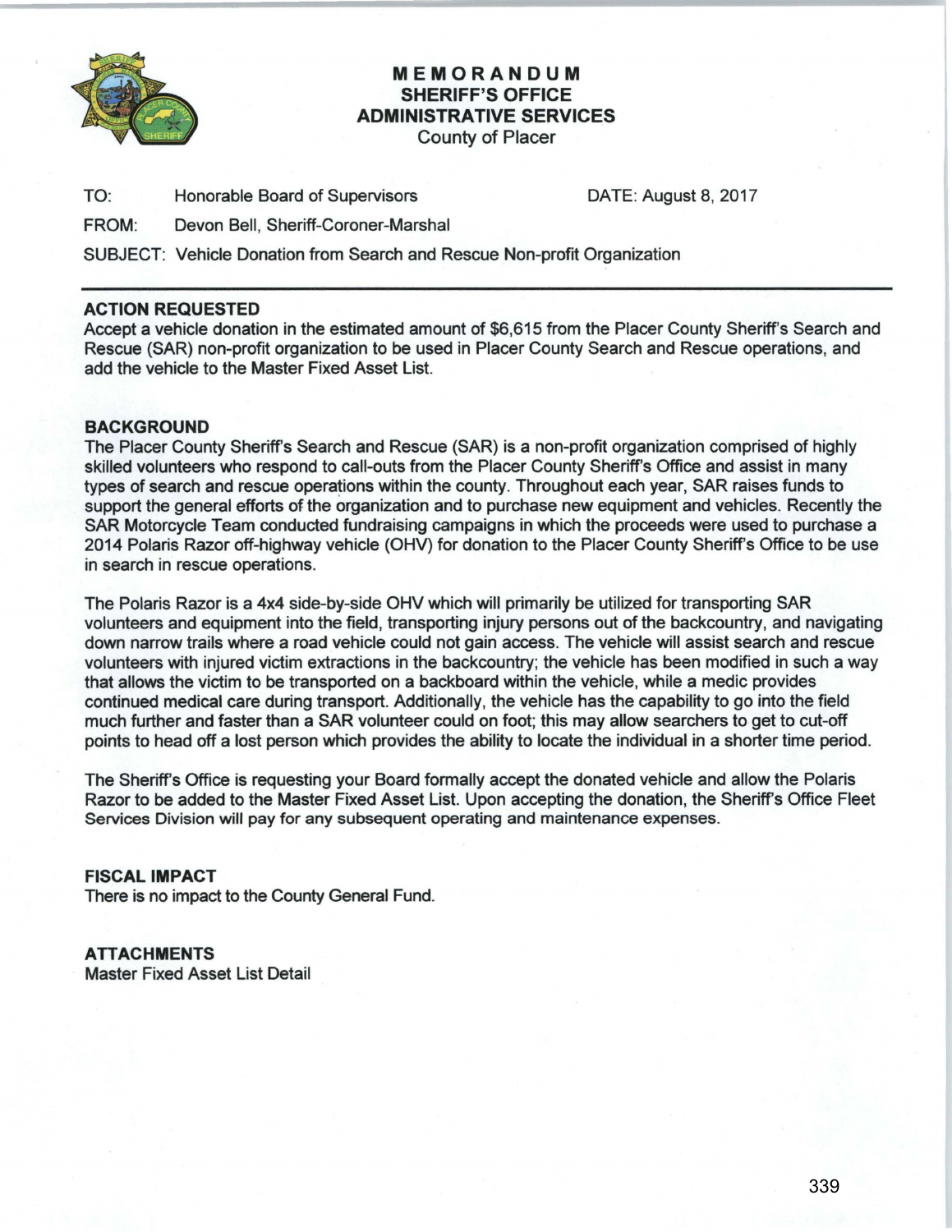# MEMORANDUM
## SHERIFF'S OFFICE
## ADMINISTRATIVE SERVICES
County of Placer

TO: Honorable Board of Supervisors DATE: August 8, 2017

FROM: Devon Bell, Sheriff-Coroner-Marshal

SUBJECT: Vehicle Donation from Search and Rescue Non-profit Organization

---

### ACTION REQUESTED

Accept a vehicle donation in the estimated amount of $6,615 from the Placer County Sheriff's Search and Rescue (SAR) non-profit organization to be used in Placer County Search and Rescue operations, and add the vehicle to the Master Fixed Asset List.

### BACKGROUND

The Placer County Sheriff's Search and Rescue (SAR) is a non-profit organization comprised of highly skilled volunteers who respond to call-outs from the Placer County Sheriff's Office and assist in many types of search and rescue operations within the county. Throughout each year, SAR raises funds to support the general efforts of the organization and to purchase new equipment and vehicles. Recently the SAR Motorcycle Team conducted fundraising campaigns in which the proceeds were used to purchase a 2014 Polaris Razor off-highway vehicle (OHV) for donation to the Placer County Sheriff's Office to be use in search in rescue operations.

The Polaris Razor is a 4x4 side-by-side OHV which will primarily be utilized for transporting SAR volunteers and equipment into the field, transporting injury persons out of the backcountry, and navigating down narrow trails where a road vehicle could not gain access. The vehicle will assist search and rescue volunteers with injured victim extractions in the backcountry; the vehicle has been modified in such a way that allows the victim to be transported on a backboard within the vehicle, while a medic provides continued medical care during transport. Additionally, the vehicle has the capability to go into the field much further and faster than a SAR volunteer could on foot; this may allow searchers to get to cut-off points to head off a lost person which provides the ability to locate the individual in a shorter time period.

The Sheriff's Office is requesting your Board formally accept the donated vehicle and allow the Polaris Razor to be added to the Master Fixed Asset List. Upon accepting the donation, the Sheriff's Office Fleet Services Division will pay for any subsequent operating and maintenance expenses.

### FISCAL IMPACT

There is no impact to the County General Fund.

### ATTACHMENTS

Master Fixed Asset List Detail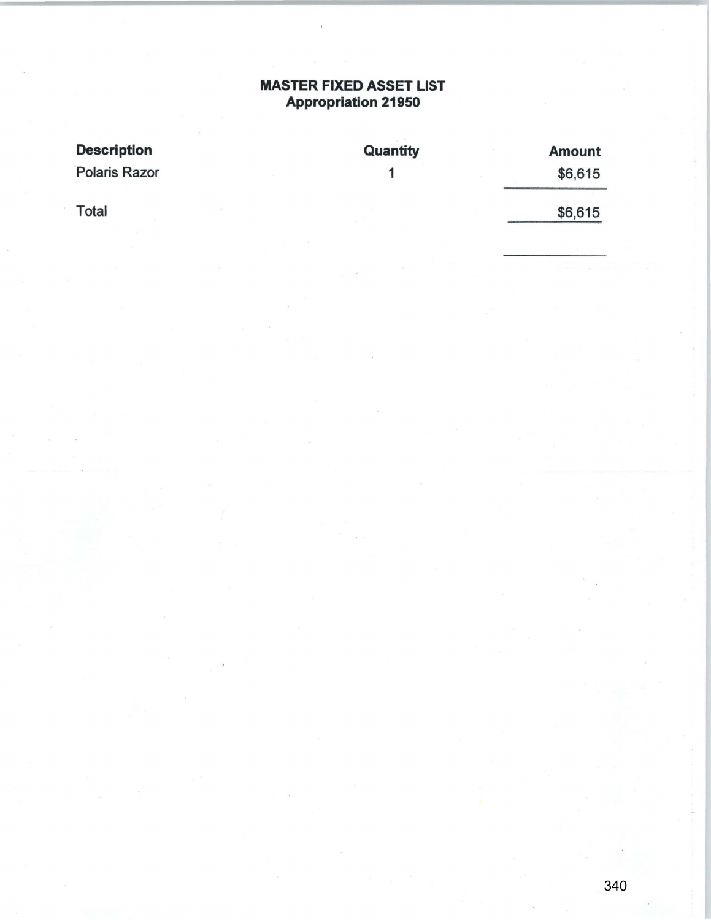**MASTER FIXED ASSET LIST**
**Appropriation 21950**

| Description | Quantity | Amount |
|---|---|---|
| Polaris Razor | 1 | $6,615 |
| Total | | $6,615 |